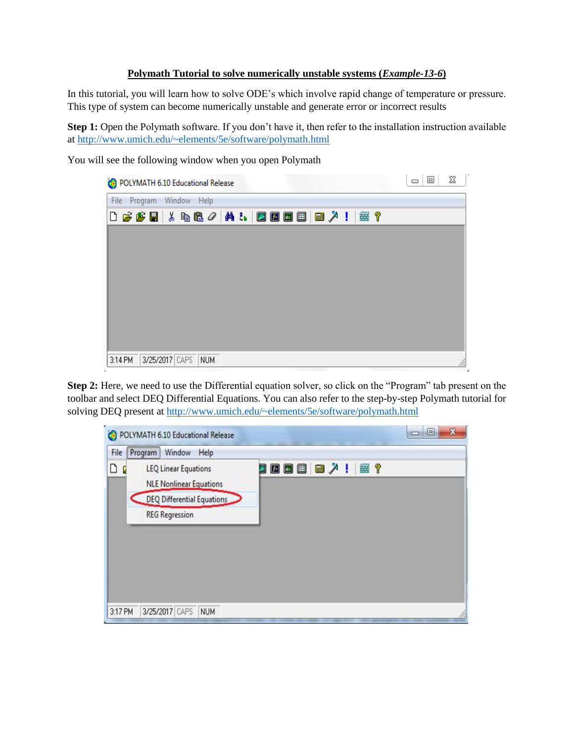# Polymath Tutorial to solve numerically unstable systems (*Example-13-6*)

In this tutorial, you will learn how to solve ODE's which involve rapid change of temperature or pressure. This type of system can become numerically unstable and generate error or incorrect results

**Step 1:** Open the Polymath software. If you don't have it, then refer to the installation instruction available at http://www.umich.edu/~elements/5e/software/polymath.html

You will see the following window when you open Polymath

**Step 2:** Here, we need to use the Differential equation solver, so click on the "Program" tab present on the toolbar and select DEQ Differential Equations. You can also refer to the step-by-step Polymath tutorial for solving DEQ present at http://www.umich.edu/~elements/5e/software/polymath.html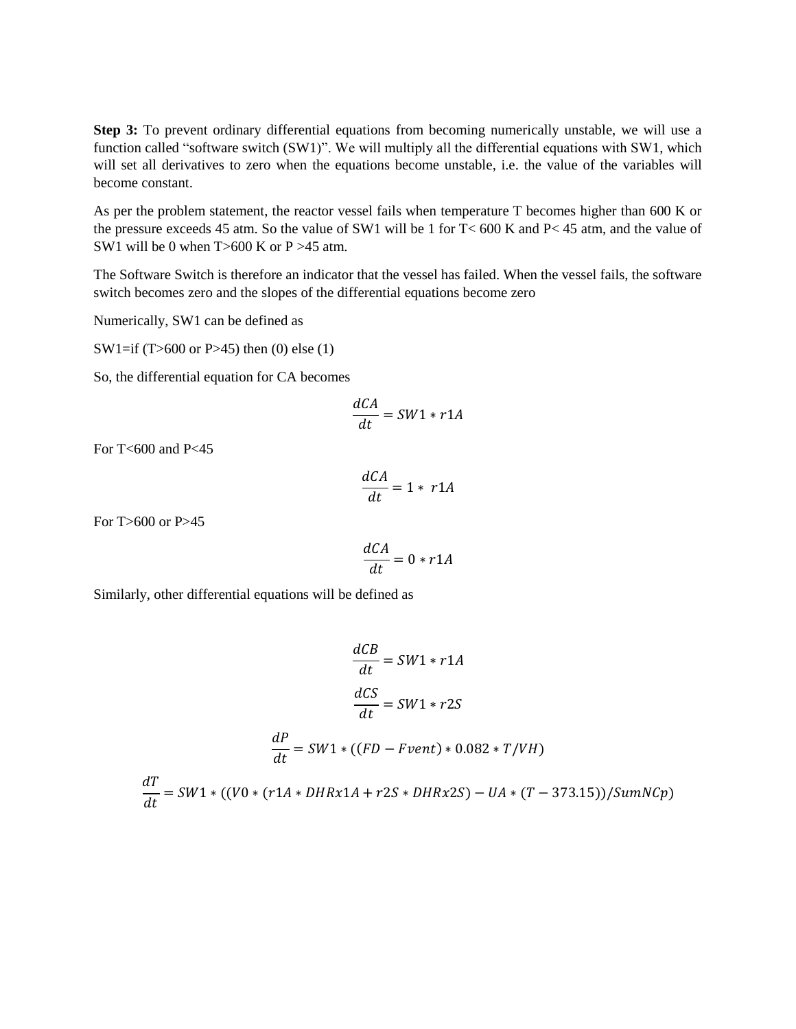**Step 3:** To prevent ordinary differential equations from becoming numerically unstable, we will use a function called "software switch (SW1)". We will multiply all the differential equations with SW1, which will set all derivatives to zero when the equations become unstable, i.e. the value of the variables will become constant.

As per the problem statement, the reactor vessel fails when temperature T becomes higher than 600 K or the pressure exceeds 45 atm. So the value of SW1 will be 1 for T< 600 K and P< 45 atm, and the value of SW1 will be 0 when T>600 K or P >45 atm.

The Software Switch is therefore an indicator that the vessel has failed. When the vessel fails, the software switch becomes zero and the slopes of the differential equations become zero

Numerically, SW1 can be defined as

SW1=if (T>600 or P>45) then (0) else (1)

So, the differential equation for CA becomes

$$\frac{dCA}{dt} = SW1 * r1A$$

For T<600 and P<45

$$\frac{dCA}{dt} = 1 * r1A$$

For T>600 or P>45

$$\frac{dCA}{dt} = 0 * r1A$$

Similarly, other differential equations will be defined as

$$\frac{dCB}{dt} = SW1 * r1A$$

$$\frac{dCS}{dt} = SW1 * r2S$$

$$\frac{dP}{dt} = SW1 * ((FD - Fvent) * 0.082 * T/VH)$$

$$\frac{dT}{dt} = SW1 * ((V0 * (r1A * DHRx1A + r2S * DHRx2S) - UA * (T - 373.15))/SumNCp)$$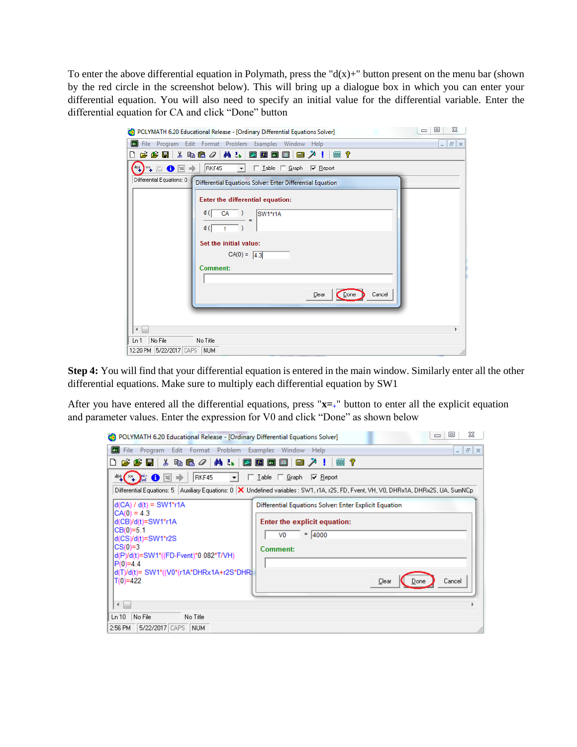To enter the above differential equation in Polymath, press the "d(x)+" button present on the menu bar (shown by the red circle in the screenshot below). This will bring up a dialogue box in which you can enter your differential equation. You will also need to specify an initial value for the differential variable. Enter the differential equation for CA and click “Done” button

**Step 4:** You will find that your differential equation is entered in the main window. Similarly enter all the other differential equations. Make sure to multiply each differential equation by SW1

After you have entered all the differential equations, press "**x=+**" button to enter all the explicit equation and parameter values. Enter the expression for V0 and click “Done” as shown below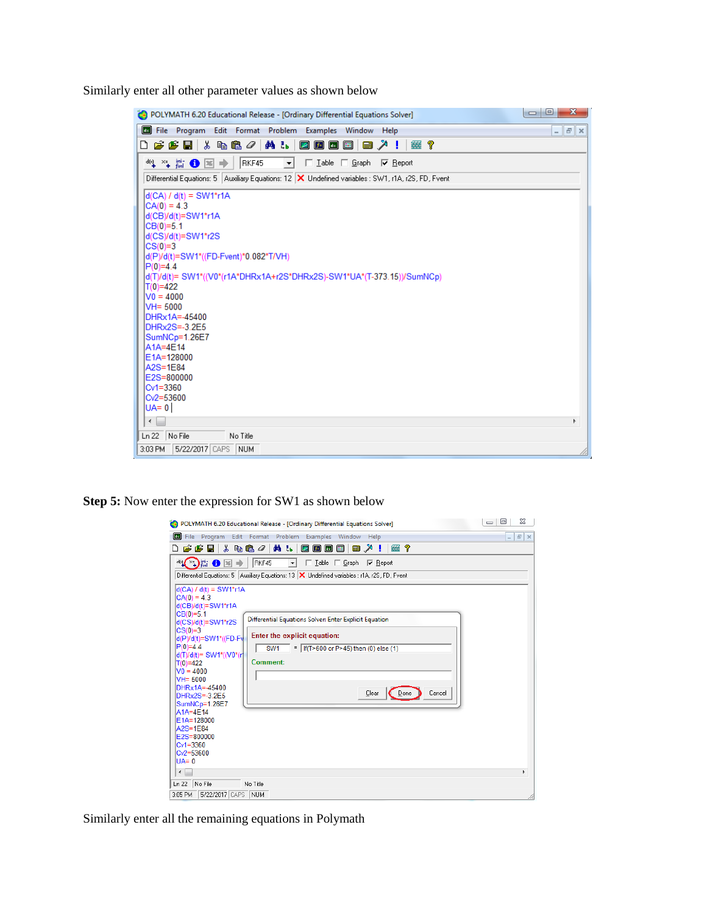Similarly enter all other parameter values as shown below

```
d(CA) / d(t) = SW1*r1A
CA(0) = 4.3
d(CB)/d(t)=SW1*r1A
CB(0)=5.1
d(CS)/d(t)=SW1*r2S
CS(0)=3
d(P)/d(t)=SW1*((FD-Fvent)*0.082*T/VH)
P(0)=4.4
d(T)/d(t)= SW1*((V0*(r1A*DHRx1A+r2S*DHRx2S)-SW1*UA*(T-373.15))/SumNCp)
T(0)=422
V0 = 4000
VH= 5000
DHRx1A=-45400
DHRx2S=-3.2E5
SumNCp=1.26E7
A1A=4E14
E1A=128000
A2S=1E84
E2S=800000
Cv1=3360
Cv2=53600
UA= 0
```

**Step 5:** Now enter the expression for SW1 as shown below

```
SW1 = If(T>600 or P>45) then (0) else (1)
```

Similarly enter all the remaining equations in Polymath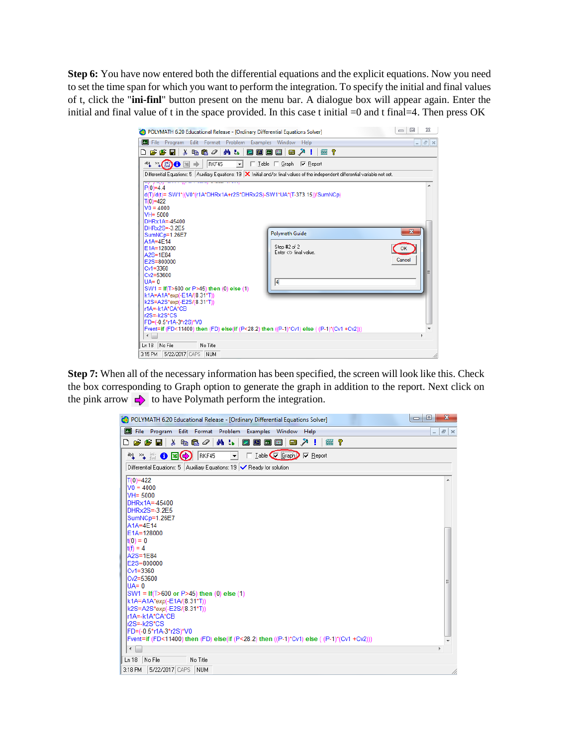**Step 6:** You have now entered both the differential equations and the explicit equations. Now you need to set the time span for which you want to perform the integration. To specify the initial and final values of t, click the "**ini-finl**" button present on the menu bar. A dialogue box will appear again. Enter the initial and final value of t in the space provided. In this case t initial =0 and t final=4. Then press OK

**Step 7:** When all of the necessary information has been specified, the screen will look like this. Check the box corresponding to Graph option to generate the graph in addition to the report. Next click on the pink arrow to have Polymath perform the integration.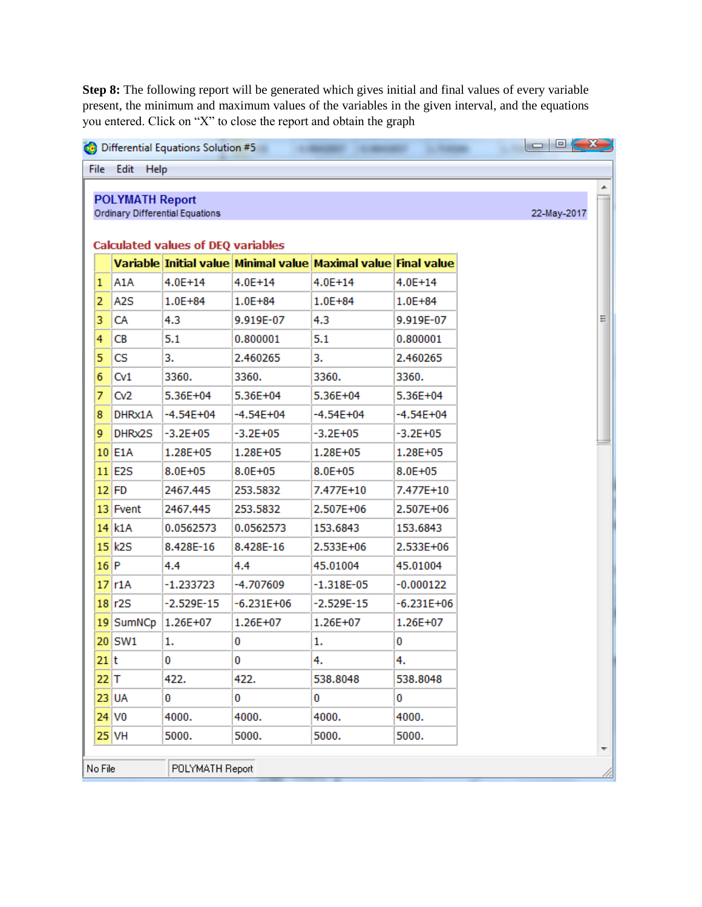**Step 8:** The following report will be generated which gives initial and final values of every variable present, the minimum and maximum values of the variables in the given interval, and the equations you entered. Click on "X" to close the report and obtain the graph

Differential Equations Solution #5

File Edit Help

**POLYMATH Report**
Ordinary Differential Equations 22-May-2017

**Calculated values of DEQ variables**

| | Variable | Initial value | Minimal value | Maximal value | Final value |
|---|---|---|---|---|---|
| 1 | A1A | 4.0E+14 | 4.0E+14 | 4.0E+14 | 4.0E+14 |
| 2 | A2S | 1.0E+84 | 1.0E+84 | 1.0E+84 | 1.0E+84 |
| 3 | CA | 4.3 | 9.919E-07 | 4.3 | 9.919E-07 |
| 4 | CB | 5.1 | 0.800001 | 5.1 | 0.800001 |
| 5 | CS | 3. | 2.460265 | 3. | 2.460265 |
| 6 | Cv1 | 3360. | 3360. | 3360. | 3360. |
| 7 | Cv2 | 5.36E+04 | 5.36E+04 | 5.36E+04 | 5.36E+04 |
| 8 | DHRx1A | -4.54E+04 | -4.54E+04 | -4.54E+04 | -4.54E+04 |
| 9 | DHRx2S | -3.2E+05 | -3.2E+05 | -3.2E+05 | -3.2E+05 |
| 10 | E1A | 1.28E+05 | 1.28E+05 | 1.28E+05 | 1.28E+05 |
| 11 | E2S | 8.0E+05 | 8.0E+05 | 8.0E+05 | 8.0E+05 |
| 12 | FD | 2467.445 | 253.5832 | 7.477E+10 | 7.477E+10 |
| 13 | Fvent | 2467.445 | 253.5832 | 2.507E+06 | 2.507E+06 |
| 14 | k1A | 0.0562573 | 0.0562573 | 153.6843 | 153.6843 |
| 15 | k2S | 8.428E-16 | 8.428E-16 | 2.533E+06 | 2.533E+06 |
| 16 | P | 4.4 | 4.4 | 45.01004 | 45.01004 |
| 17 | r1A | -1.233723 | -4.707609 | -1.318E-05 | -0.000122 |
| 18 | r2S | -2.529E-15 | -6.231E+06 | -2.529E-15 | -6.231E+06 |
| 19 | SumNCp | 1.26E+07 | 1.26E+07 | 1.26E+07 | 1.26E+07 |
| 20 | SW1 | 1. | 0 | 1. | 0 |
| 21 | t | 0 | 0 | 4. | 4. |
| 22 | T | 422. | 422. | 538.8048 | 538.8048 |
| 23 | UA | 0 | 0 | 0 | 0 |
| 24 | V0 | 4000. | 4000. | 4000. | 4000. |
| 25 | VH | 5000. | 5000. | 5000. | 5000. |

No File | POLYMATH Report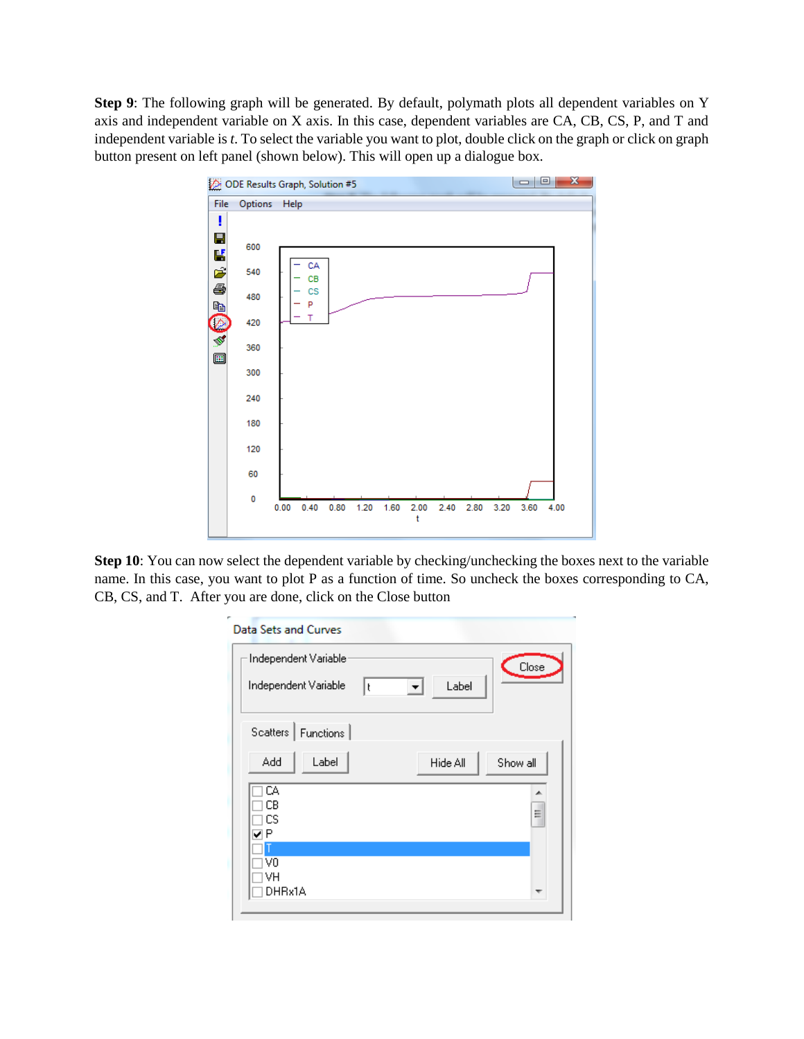**Step 9**: The following graph will be generated. By default, polymath plots all dependent variables on Y axis and independent variable on X axis. In this case, dependent variables are CA, CB, CS, P, and T and independent variable is *t*. To select the variable you want to plot, double click on the graph or click on graph button present on left panel (shown below). This will open up a dialogue box.

**Step 10**: You can now select the dependent variable by checking/unchecking the boxes next to the variable name. In this case, you want to plot P as a function of time. So uncheck the boxes corresponding to CA, CB, CS, and T. After you are done, click on the Close button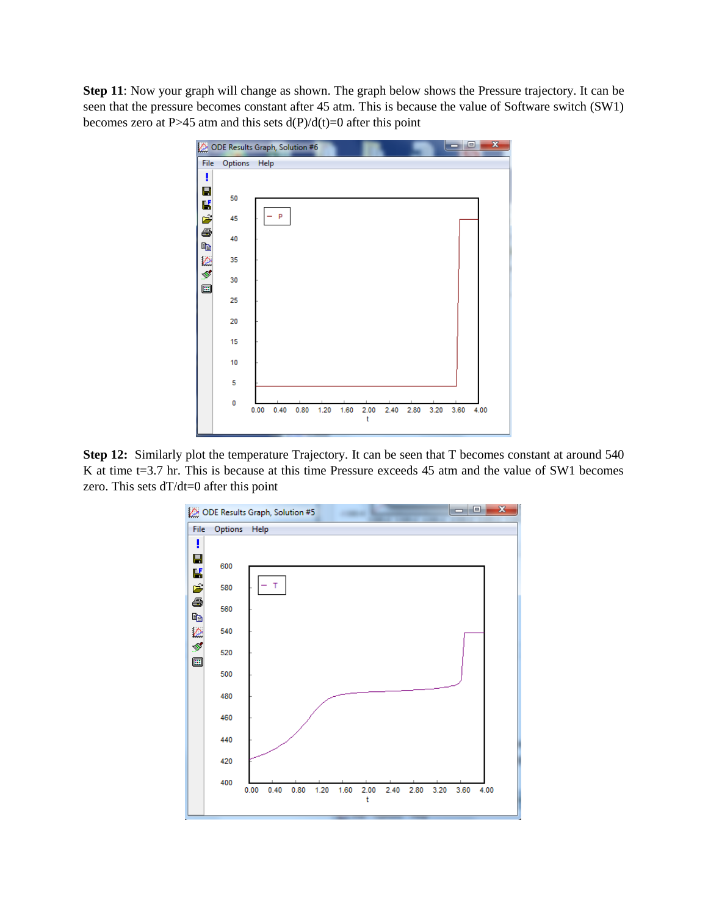**Step 11**: Now your graph will change as shown. The graph below shows the Pressure trajectory. It can be seen that the pressure becomes constant after 45 atm. This is because the value of Software switch (SW1) becomes zero at P>45 atm and this sets d(P)/d(t)=0 after this point

**Step 12:** Similarly plot the temperature Trajectory. It can be seen that T becomes constant at around 540 K at time t=3.7 hr. This is because at this time Pressure exceeds 45 atm and the value of SW1 becomes zero. This sets dT/dt=0 after this point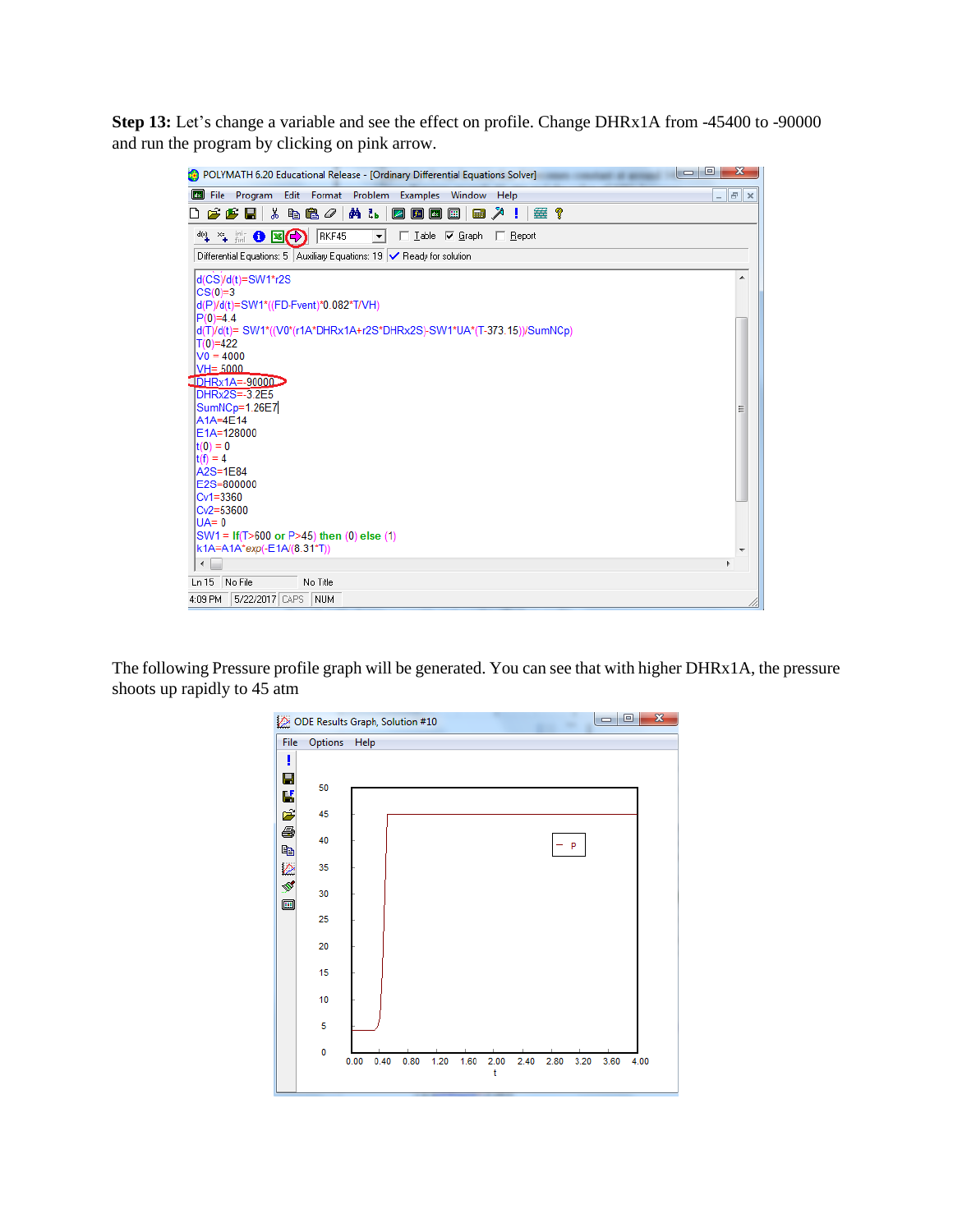**Step 13:** Let's change a variable and see the effect on profile. Change DHRx1A from -45400 to -90000 and run the program by clicking on pink arrow.

The following Pressure profile graph will be generated. You can see that with higher DHRx1A, the pressure shoots up rapidly to 45 atm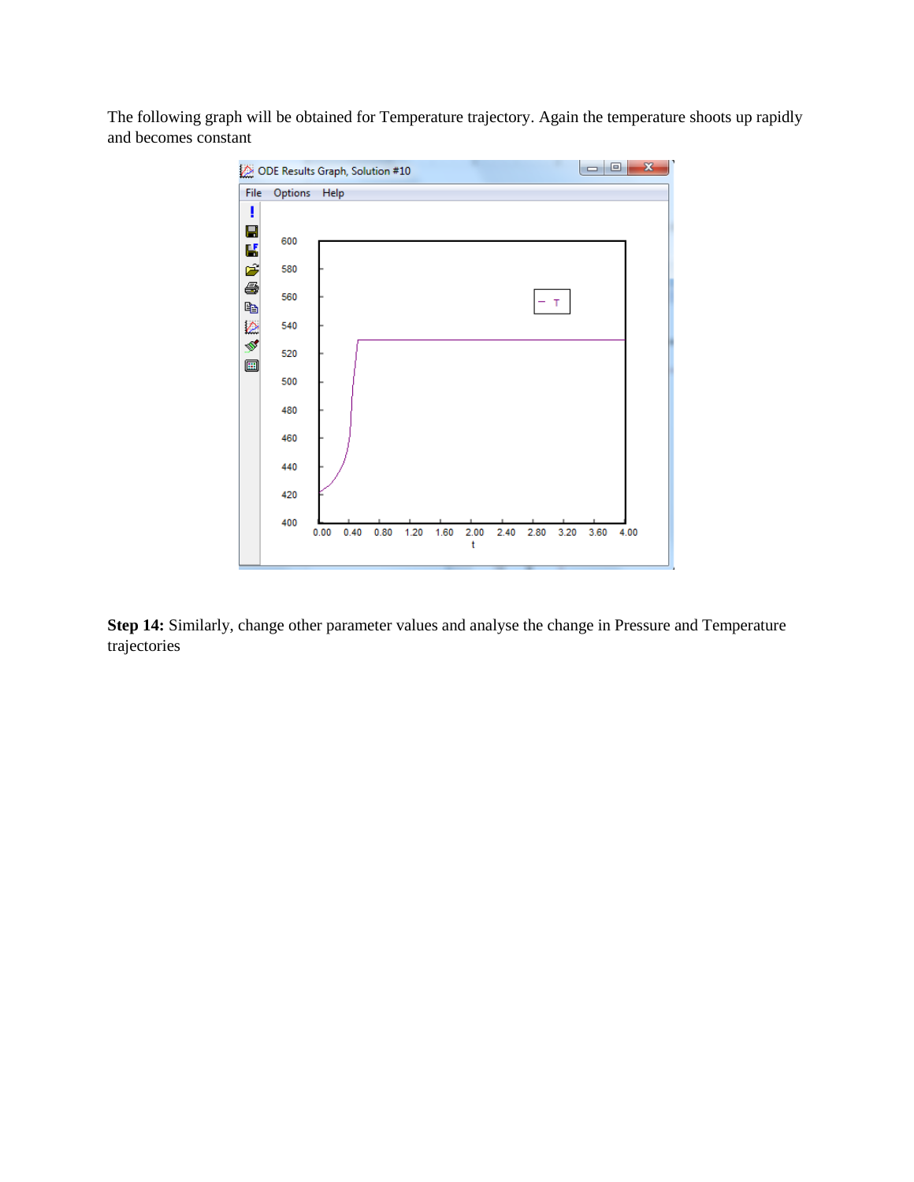The following graph will be obtained for Temperature trajectory. Again the temperature shoots up rapidly and becomes constant

ODE Results Graph, Solution #10

File Options Help

600
580
560
540
520
500
480
460
440
420
400

0.00 0.40 0.80 1.20 1.60 2.00 2.40 2.80 3.20 3.60 4.00

t

T

**Step 14:** Similarly, change other parameter values and analyse the change in Pressure and Temperature trajectories